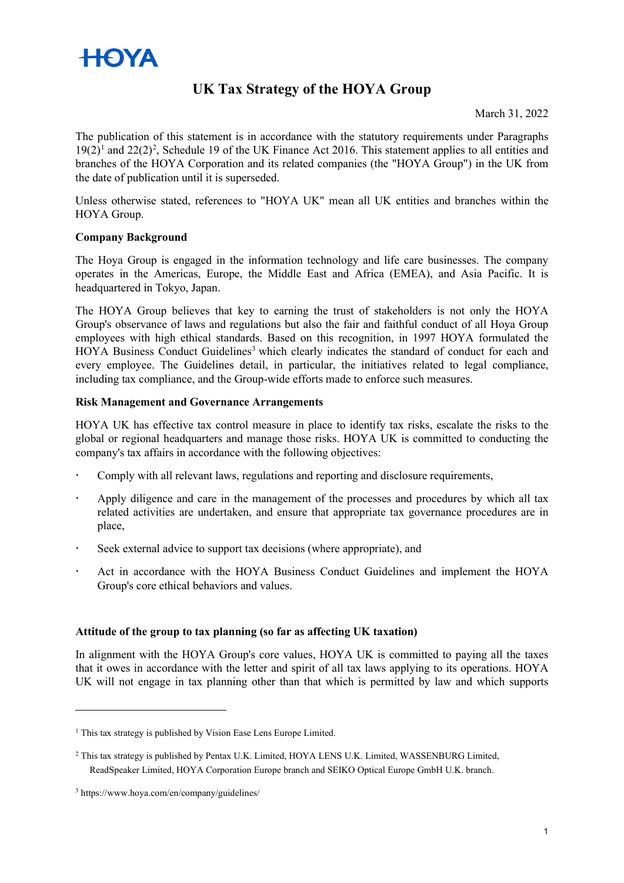HOYA

# UK Tax Strategy of the HOYA Group

March 31, 2022

The publication of this statement is in accordance with the statutory requirements under Paragraphs 19(2)[1] and 22(2)[2], Schedule 19 of the UK Finance Act 2016. This statement applies to all entities and branches of the HOYA Corporation and its related companies (the "HOYA Group") in the UK from the date of publication until it is superseded.

Unless otherwise stated, references to "HOYA UK" mean all UK entities and branches within the HOYA Group.

**Company Background**

The Hoya Group is engaged in the information technology and life care businesses. The company operates in the Americas, Europe, the Middle East and Africa (EMEA), and Asia Pacific. It is headquartered in Tokyo, Japan.

The HOYA Group believes that key to earning the trust of stakeholders is not only the HOYA Group's observance of laws and regulations but also the fair and faithful conduct of all Hoya Group employees with high ethical standards. Based on this recognition, in 1997 HOYA formulated the HOYA Business Conduct Guidelines[3] which clearly indicates the standard of conduct for each and every employee. The Guidelines detail, in particular, the initiatives related to legal compliance, including tax compliance, and the Group-wide efforts made to enforce such measures.

**Risk Management and Governance Arrangements**

HOYA UK has effective tax control measure in place to identify tax risks, escalate the risks to the global or regional headquarters and manage those risks. HOYA UK is committed to conducting the company's tax affairs in accordance with the following objectives:

- Comply with all relevant laws, regulations and reporting and disclosure requirements,
- Apply diligence and care in the management of the processes and procedures by which all tax related activities are undertaken, and ensure that appropriate tax governance procedures are in place,
- Seek external advice to support tax decisions (where appropriate), and
- Act in accordance with the HOYA Business Conduct Guidelines and implement the HOYA Group's core ethical behaviors and values.

**Attitude of the group to tax planning (so far as affecting UK taxation)**

In alignment with the HOYA Group's core values, HOYA UK is committed to paying all the taxes that it owes in accordance with the letter and spirit of all tax laws applying to its operations. HOYA UK will not engage in tax planning other than that which is permitted by law and which supports

---

[1] This tax strategy is published by Vision Ease Lens Europe Limited.

[2] This tax strategy is published by Pentax U.K. Limited, HOYA LENS U.K. Limited, WASSENBURG Limited, ReadSpeaker Limited, HOYA Corporation Europe branch and SEIKO Optical Europe GmbH U.K. branch.

[3] https://www.hoya.com/en/company/guidelines/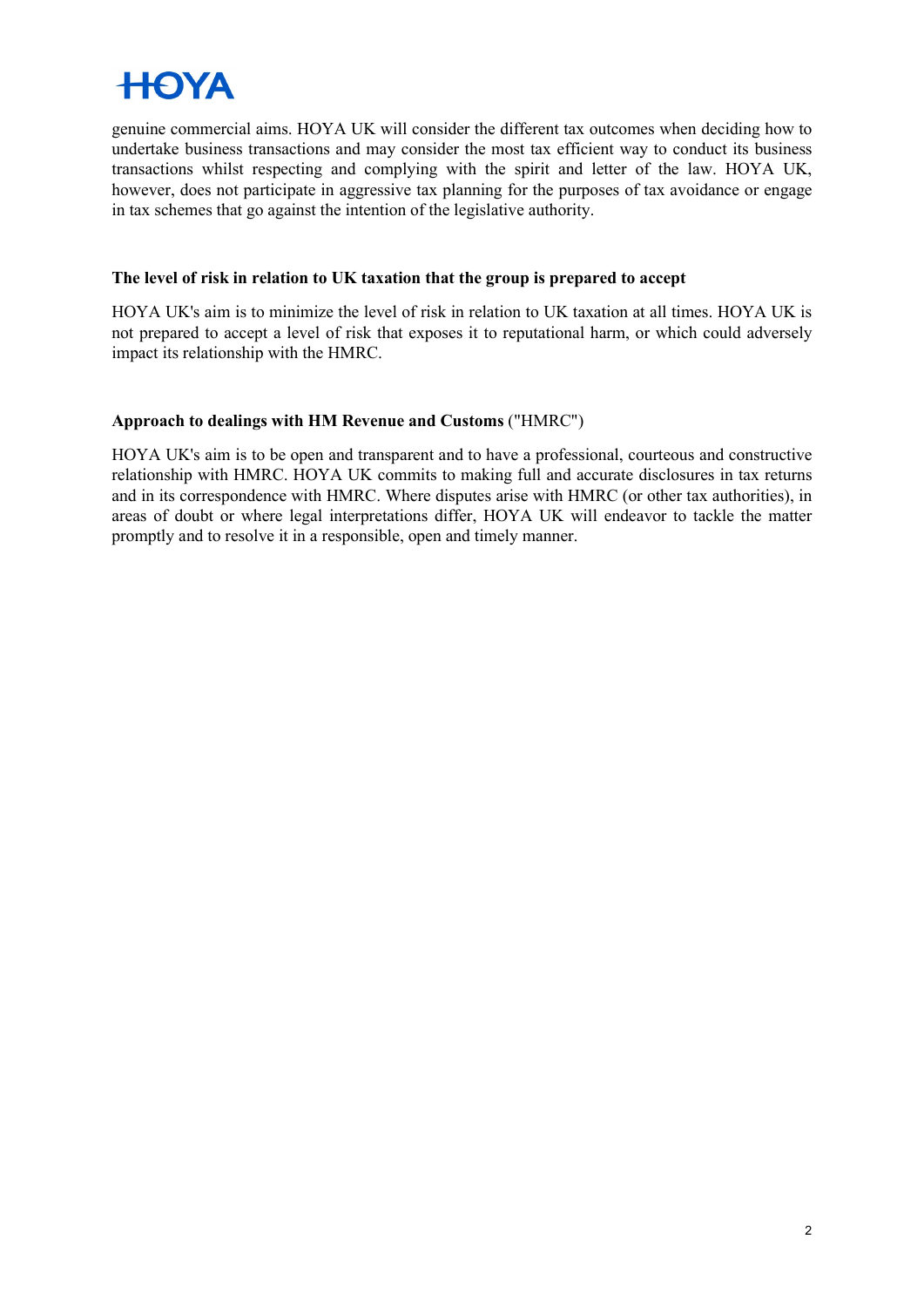genuine commercial aims. HOYA UK will consider the different tax outcomes when deciding how to undertake business transactions and may consider the most tax efficient way to conduct its business transactions whilst respecting and complying with the spirit and letter of the law. HOYA UK, however, does not participate in aggressive tax planning for the purposes of tax avoidance or engage in tax schemes that go against the intention of the legislative authority.

**The level of risk in relation to UK taxation that the group is prepared to accept**

HOYA UK's aim is to minimize the level of risk in relation to UK taxation at all times. HOYA UK is not prepared to accept a level of risk that exposes it to reputational harm, or which could adversely impact its relationship with the HMRC.

**Approach to dealings with HM Revenue and Customs** ("HMRC")

HOYA UK's aim is to be open and transparent and to have a professional, courteous and constructive relationship with HMRC. HOYA UK commits to making full and accurate disclosures in tax returns and in its correspondence with HMRC. Where disputes arise with HMRC (or other tax authorities), in areas of doubt or where legal interpretations differ, HOYA UK will endeavor to tackle the matter promptly and to resolve it in a responsible, open and timely manner.